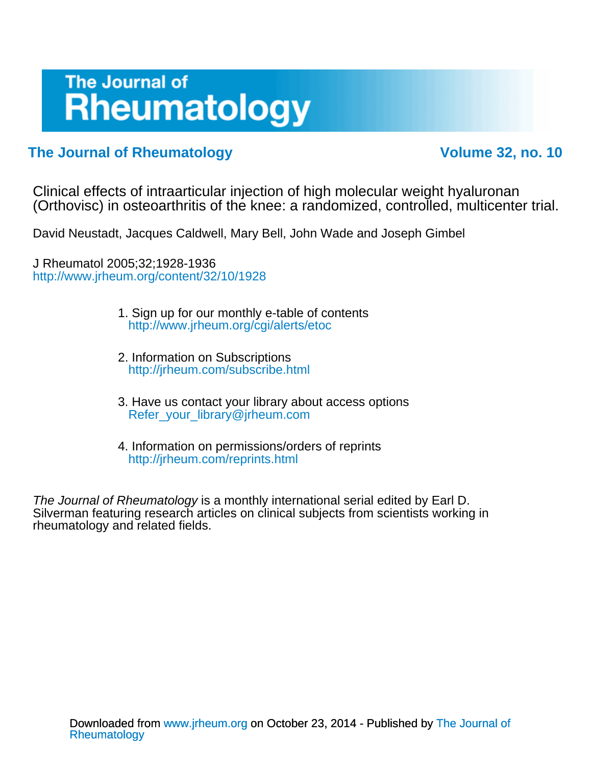# The Journal of Rheumatology

**The Journal of Rheumatology** **Volume 32, no. 10**

Clinical effects of intraarticular injection of high molecular weight hyaluronan (Orthovisc) in osteoarthritis of the knee: a randomized, controlled, multicenter trial.

David Neustadt, Jacques Caldwell, Mary Bell, John Wade and Joseph Gimbel

J Rheumatol 2005;32;1928-1936
http://www.jrheum.org/content/32/10/1928

1. Sign up for our monthly e-table of contents
   http://www.jrheum.org/cgi/alerts/etoc

2. Information on Subscriptions
   http://jrheum.com/subscribe.html

3. Have us contact your library about access options
   Refer_your_library@jrheum.com

4. Information on permissions/orders of reprints
   http://jrheum.com/reprints.html

*The Journal of Rheumatology* is a monthly international serial edited by Earl D. Silverman featuring research articles on clinical subjects from scientists working in rheumatology and related fields.

Downloaded from www.jrheum.org on October 23, 2014 - Published by The Journal of Rheumatology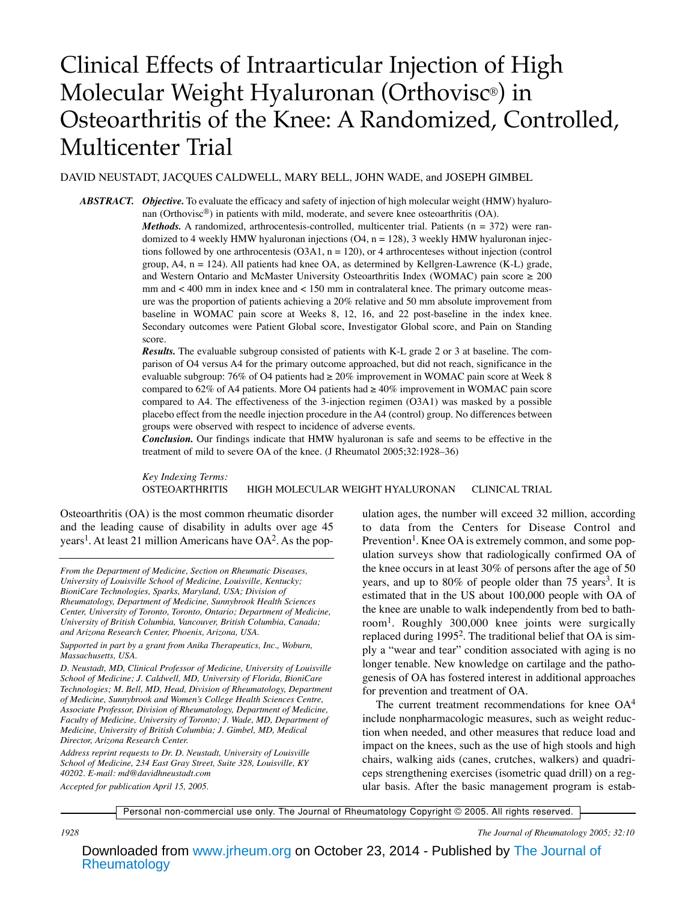# Clinical Effects of Intraarticular Injection of High Molecular Weight Hyaluronan (Orthovisc®) in Osteoarthritis of the Knee: A Randomized, Controlled, Multicenter Trial

DAVID NEUSTADT, JACQUES CALDWELL, MARY BELL, JOHN WADE, and JOSEPH GIMBEL

***ABSTRACT.*** ***Objective.*** To evaluate the efficacy and safety of injection of high molecular weight (HMW) hyaluronan (Orthovisc®) in patients with mild, moderate, and severe knee osteoarthritis (OA).

***Methods.*** A randomized, arthrocentesis-controlled, multicenter trial. Patients (n = 372) were randomized to 4 weekly HMW hyaluronan injections (O4, n = 128), 3 weekly HMW hyaluronan injections followed by one arthrocentesis (O3A1, n = 120), or 4 arthrocenteses without injection (control group, A4, n = 124). All patients had knee OA, as determined by Kellgren-Lawrence (K-L) grade, and Western Ontario and McMaster University Osteoarthritis Index (WOMAC) pain score ≥ 200 mm and < 400 mm in index knee and < 150 mm in contralateral knee. The primary outcome measure was the proportion of patients achieving a 20% relative and 50 mm absolute improvement from baseline in WOMAC pain score at Weeks 8, 12, 16, and 22 post-baseline in the index knee. Secondary outcomes were Patient Global score, Investigator Global score, and Pain on Standing score.

***Results.*** The evaluable subgroup consisted of patients with K-L grade 2 or 3 at baseline. The comparison of O4 versus A4 for the primary outcome approached, but did not reach, significance in the evaluable subgroup: 76% of O4 patients had ≥ 20% improvement in WOMAC pain score at Week 8 compared to 62% of A4 patients. More O4 patients had ≥ 40% improvement in WOMAC pain score compared to A4. The effectiveness of the 3-injection regimen (O3A1) was masked by a possible placebo effect from the needle injection procedure in the A4 (control) group. No differences between groups were observed with respect to incidence of adverse events.

***Conclusion.*** Our findings indicate that HMW hyaluronan is safe and seems to be effective in the treatment of mild to severe OA of the knee. (J Rheumatol 2005;32:1928–36)

*Key Indexing Terms:*
OSTEOARTHRITIS HIGH MOLECULAR WEIGHT HYALURONAN CLINICAL TRIAL

Osteoarthritis (OA) is the most common rheumatic disorder and the leading cause of disability in adults over age 45 years[1]. At least 21 million Americans have OA[2]. As the population ages, the number will exceed 32 million, according to data from the Centers for Disease Control and Prevention[1]. Knee OA is extremely common, and some population surveys show that radiologically confirmed OA of the knee occurs in at least 30% of persons after the age of 50 years, and up to 80% of people older than 75 years[3]. It is estimated that in the US about 100,000 people with OA of the knee are unable to walk independently from bed to bathroom[1]. Roughly 300,000 knee joints were surgically replaced during 1995[2]. The traditional belief that OA is simply a "wear and tear" condition associated with aging is no longer tenable. New knowledge on cartilage and the pathogenesis of OA has fostered interest in additional approaches for prevention and treatment of OA.

The current treatment recommendations for knee OA[4] include nonpharmacologic measures, such as weight reduction when needed, and other measures that reduce load and impact on the knees, such as the use of high stools and high chairs, walking aids (canes, crutches, walkers) and quadriceps strengthening exercises (isometric quad drill) on a regular basis. After the basic management program is estab-

*From the Department of Medicine, Section on Rheumatic Diseases, University of Louisville School of Medicine, Louisville, Kentucky; BioniCare Technologies, Sparks, Maryland, USA; Division of Rheumatology, Department of Medicine, Sunnybrook Health Sciences Center, University of Toronto, Toronto, Ontario; Department of Medicine, University of British Columbia, Vancouver, British Columbia, Canada; and Arizona Research Center, Phoenix, Arizona, USA.*

*Supported in part by a grant from Anika Therapeutics, Inc., Woburn, Massachusetts, USA.*

*D. Neustadt, MD, Clinical Professor of Medicine, University of Louisville School of Medicine; J. Caldwell, MD, University of Florida, BioniCare Technologies; M. Bell, MD, Head, Division of Rheumatology, Department of Medicine, Sunnybrook and Women's College Health Sciences Centre, Associate Professor, Division of Rheumatology, Department of Medicine, Faculty of Medicine, University of Toronto; J. Wade, MD, Department of Medicine, University of British Columbia; J. Gimbel, MD, Medical Director, Arizona Research Center.*

*Address reprint requests to Dr. D. Neustadt, University of Louisville School of Medicine, 234 East Gray Street, Suite 328, Louisville, KY 40202. E-mail: md@davidhneustadt.com*

*Accepted for publication April 15, 2005.*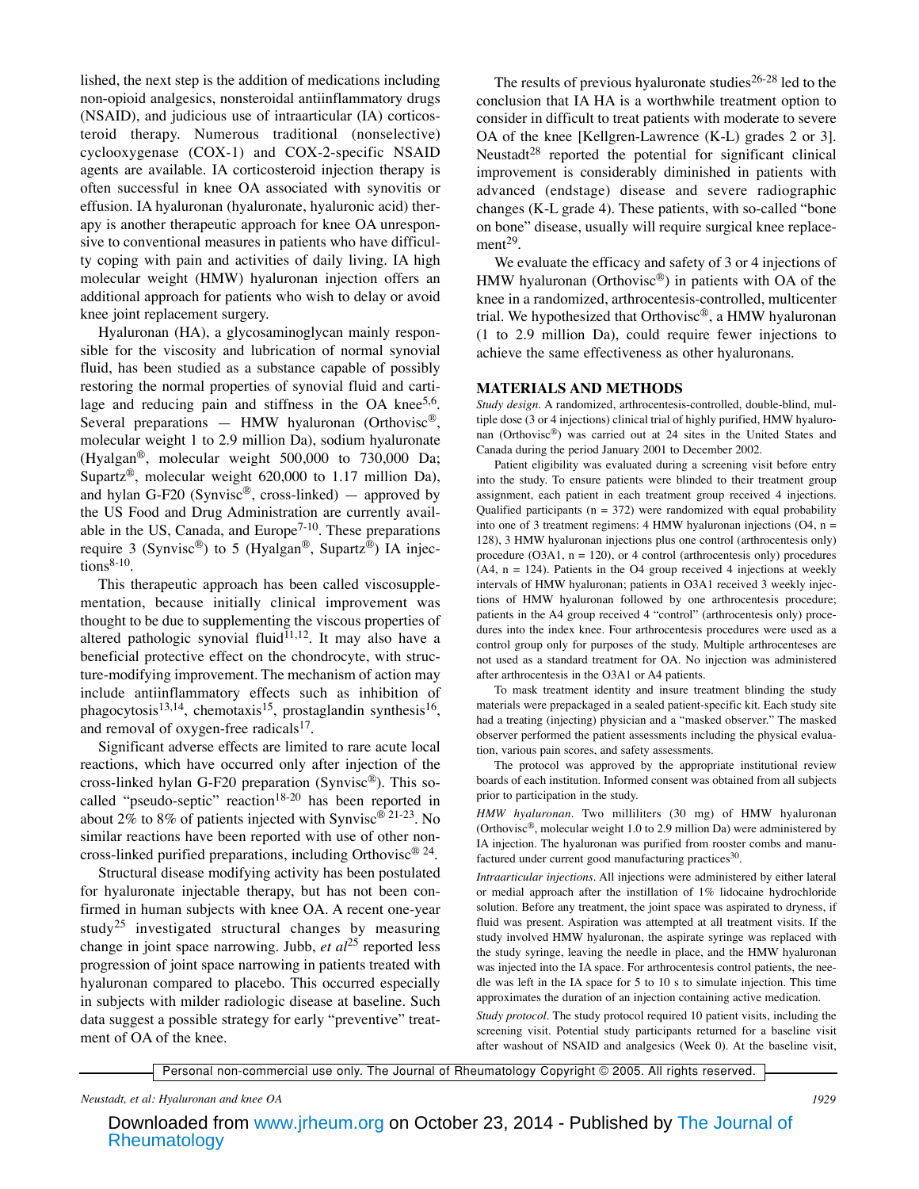lished, the next step is the addition of medications including non-opioid analgesics, nonsteroidal antiinflammatory drugs (NSAID), and judicious use of intraarticular (IA) corticosteroid therapy. Numerous traditional (nonselective) cyclooxygenase (COX-1) and COX-2-specific NSAID agents are available. IA corticosteroid injection therapy is often successful in knee OA associated with synovitis or effusion. IA hyaluronan (hyaluronate, hyaluronic acid) therapy is another therapeutic approach for knee OA unresponsive to conventional measures in patients who have difficulty coping with pain and activities of daily living. IA high molecular weight (HMW) hyaluronan injection offers an additional approach for patients who wish to delay or avoid knee joint replacement surgery.

Hyaluronan (HA), a glycosaminoglycan mainly responsible for the viscosity and lubrication of normal synovial fluid, has been studied as a substance capable of possibly restoring the normal properties of synovial fluid and cartilage and reducing pain and stiffness in the OA knee[5,6]. Several preparations — HMW hyaluronan (Orthovisc®, molecular weight 1 to 2.9 million Da), sodium hyaluronate (Hyalgan®, molecular weight 500,000 to 730,000 Da; Supartz®, molecular weight 620,000 to 1.17 million Da), and hylan G-F20 (Synvisc®, cross-linked) — approved by the US Food and Drug Administration are currently available in the US, Canada, and Europe[7-10]. These preparations require 3 (Synvisc®) to 5 (Hyalgan®, Supartz®) IA injections[8-10].

This therapeutic approach has been called viscosupplementation, because initially clinical improvement was thought to be due to supplementing the viscous properties of altered pathologic synovial fluid[11,12]. It may also have a beneficial protective effect on the chondrocyte, with structure-modifying improvement. The mechanism of action may include antiinflammatory effects such as inhibition of phagocytosis[13,14], chemotaxis[15], prostaglandin synthesis[16], and removal of oxygen-free radicals[17].

Significant adverse effects are limited to rare acute local reactions, which have occurred only after injection of the cross-linked hylan G-F20 preparation (Synvisc®). This so-called "pseudo-septic" reaction[18-20] has been reported in about 2% to 8% of patients injected with Synvisc®[21-23]. No similar reactions have been reported with use of other non-cross-linked purified preparations, including Orthovisc®[24].

Structural disease modifying activity has been postulated for hyaluronate injectable therapy, but has not been confirmed in human subjects with knee OA. A recent one-year study[25] investigated structural changes by measuring change in joint space narrowing. Jubb, *et al*[25] reported less progression of joint space narrowing in patients treated with hyaluronan compared to placebo. This occurred especially in subjects with milder radiologic disease at baseline. Such data suggest a possible strategy for early "preventive" treatment of OA of the knee.

The results of previous hyaluronate studies[26-28] led to the conclusion that IA HA is a worthwhile treatment option to consider in difficult to treat patients with moderate to severe OA of the knee [Kellgren-Lawrence (K-L) grades 2 or 3]. Neustadt[28] reported the potential for significant clinical improvement is considerably diminished in patients with advanced (endstage) disease and severe radiographic changes (K-L grade 4). These patients, with so-called "bone on bone" disease, usually will require surgical knee replacement[29].

We evaluate the efficacy and safety of 3 or 4 injections of HMW hyaluronan (Orthovisc®) in patients with OA of the knee in a randomized, arthrocentesis-controlled, multicenter trial. We hypothesized that Orthovisc®, a HMW hyaluronan (1 to 2.9 million Da), could require fewer injections to achieve the same effectiveness as other hyaluronans.

## MATERIALS AND METHODS

*Study design*. A randomized, arthrocentesis-controlled, double-blind, multiple dose (3 or 4 injections) clinical trial of highly purified, HMW hyaluronan (Orthovisc®) was carried out at 24 sites in the United States and Canada during the period January 2001 to December 2002.

Patient eligibility was evaluated during a screening visit before entry into the study. To ensure patients were blinded to their treatment group assignment, each patient in each treatment group received 4 injections. Qualified participants (n = 372) were randomized with equal probability into one of 3 treatment regimens: 4 HMW hyaluronan injections (O4, n = 128), 3 HMW hyaluronan injections plus one control (arthrocentesis only) procedure (O3A1, n = 120), or 4 control (arthrocentesis only) procedures (A4, n = 124). Patients in the O4 group received 4 injections at weekly intervals of HMW hyaluronan; patients in O3A1 received 3 weekly injections of HMW hyaluronan followed by one arthrocentesis procedure; patients in the A4 group received 4 "control" (arthrocentesis only) procedures into the index knee. Four arthrocentesis procedures were used as a control group only for purposes of the study. Multiple arthrocenteses are not used as a standard treatment for OA. No injection was administered after arthrocentesis in the O3A1 or A4 patients.

To mask treatment identity and insure treatment blinding the study materials were prepackaged in a sealed patient-specific kit. Each study site had a treating (injecting) physician and a "masked observer." The masked observer performed the patient assessments including the physical evaluation, various pain scores, and safety assessments.

The protocol was approved by the appropriate institutional review boards of each institution. Informed consent was obtained from all subjects prior to participation in the study.

*HMW hyaluronan*. Two milliliters (30 mg) of HMW hyaluronan (Orthovisc®, molecular weight 1.0 to 2.9 million Da) were administered by IA injection. The hyaluronan was purified from rooster combs and manufactured under current good manufacturing practices[30].

*Intraarticular injections*. All injections were administered by either lateral or medial approach after the instillation of 1% lidocaine hydrochloride solution. Before any treatment, the joint space was aspirated to dryness, if fluid was present. Aspiration was attempted at all treatment visits. If the study involved HMW hyaluronan, the aspirate syringe was replaced with the study syringe, leaving the needle in place, and the HMW hyaluronan was injected into the IA space. For arthrocentesis control patients, the needle was left in the IA space for 5 to 10 s to simulate injection. This time approximates the duration of an injection containing active medication.

*Study protocol*. The study protocol required 10 patient visits, including the screening visit. Potential study participants returned for a baseline visit after washout of NSAID and analgesics (Week 0). At the baseline visit,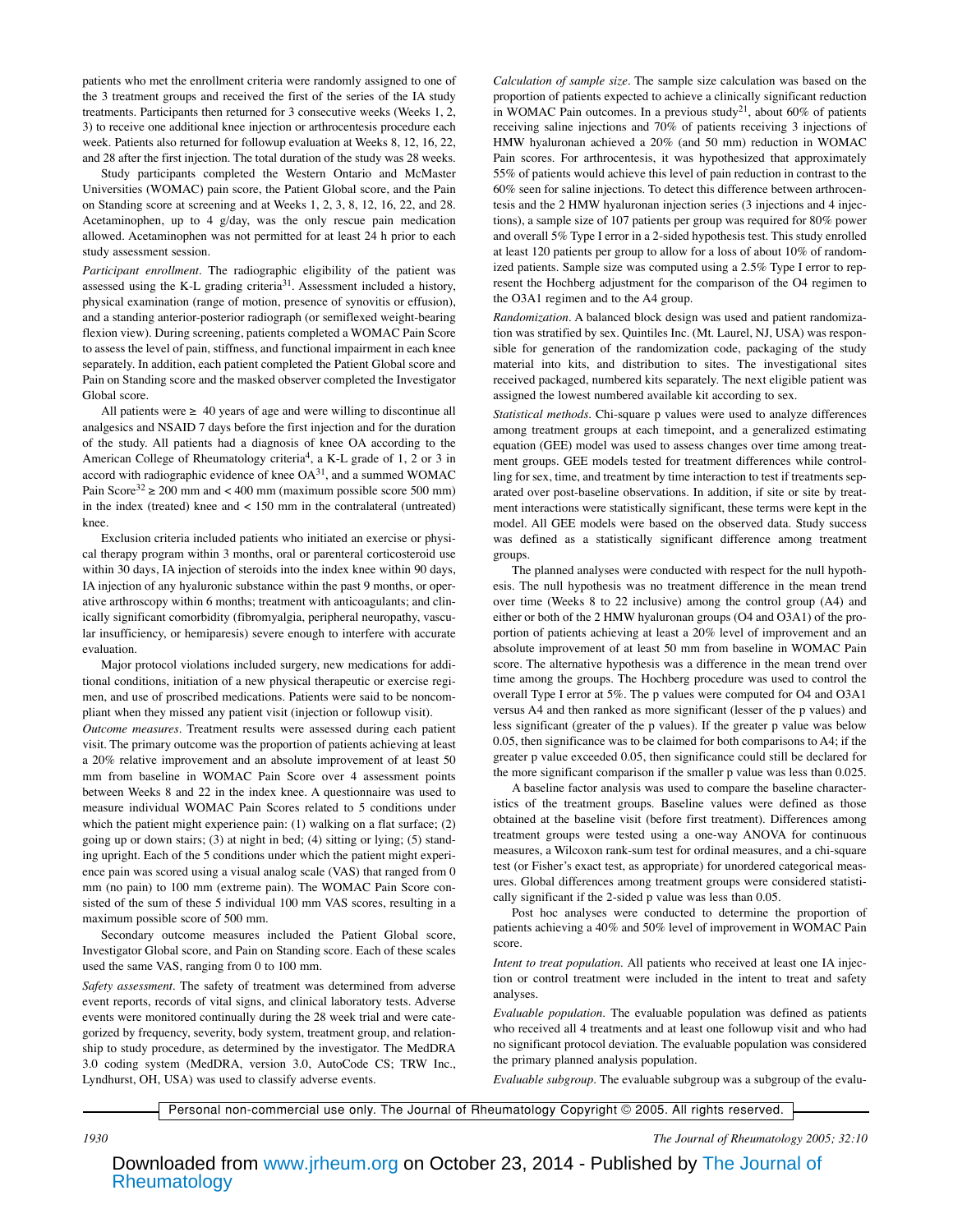patients who met the enrollment criteria were randomly assigned to one of the 3 treatment groups and received the first of the series of the IA study treatments. Participants then returned for 3 consecutive weeks (Weeks 1, 2, 3) to receive one additional knee injection or arthrocentesis procedure each week. Patients also returned for followup evaluation at Weeks 8, 12, 16, 22, and 28 after the first injection. The total duration of the study was 28 weeks.

Study participants completed the Western Ontario and McMaster Universities (WOMAC) pain score, the Patient Global score, and the Pain on Standing score at screening and at Weeks 1, 2, 3, 8, 12, 16, 22, and 28. Acetaminophen, up to 4 g/day, was the only rescue pain medication allowed. Acetaminophen was not permitted for at least 24 h prior to each study assessment session.

*Participant enrollment*. The radiographic eligibility of the patient was assessed using the K-L grading criteria[31]. Assessment included a history, physical examination (range of motion, presence of synovitis or effusion), and a standing anterior-posterior radiograph (or semiflexed weight-bearing flexion view). During screening, patients completed a WOMAC Pain Score to assess the level of pain, stiffness, and functional impairment in each knee separately. In addition, each patient completed the Patient Global score and Pain on Standing score and the masked observer completed the Investigator Global score.

All patients were ≥ 40 years of age and were willing to discontinue all analgesics and NSAID 7 days before the first injection and for the duration of the study. All patients had a diagnosis of knee OA according to the American College of Rheumatology criteria[4], a K-L grade of 1, 2 or 3 in accord with radiographic evidence of knee OA[31], and a summed WOMAC Pain Score[32] ≥ 200 mm and < 400 mm (maximum possible score 500 mm) in the index (treated) knee and < 150 mm in the contralateral (untreated) knee.

Exclusion criteria included patients who initiated an exercise or physical therapy program within 3 months, oral or parenteral corticosteroid use within 30 days, IA injection of steroids into the index knee within 90 days, IA injection of any hyaluronic substance within the past 9 months, or operative arthroscopy within 6 months; treatment with anticoagulants; and clinically significant comorbidity (fibromyalgia, peripheral neuropathy, vascular insufficiency, or hemiparesis) severe enough to interfere with accurate evaluation.

Major protocol violations included surgery, new medications for additional conditions, initiation of a new physical therapeutic or exercise regimen, and use of proscribed medications. Patients were said to be noncompliant when they missed any patient visit (injection or followup visit).

*Outcome measures*. Treatment results were assessed during each patient visit. The primary outcome was the proportion of patients achieving at least a 20% relative improvement and an absolute improvement of at least 50 mm from baseline in WOMAC Pain Score over 4 assessment points between Weeks 8 and 22 in the index knee. A questionnaire was used to measure individual WOMAC Pain Scores related to 5 conditions under which the patient might experience pain: (1) walking on a flat surface; (2) going up or down stairs; (3) at night in bed; (4) sitting or lying; (5) standing upright. Each of the 5 conditions under which the patient might experience pain was scored using a visual analog scale (VAS) that ranged from 0 mm (no pain) to 100 mm (extreme pain). The WOMAC Pain Score consisted of the sum of these 5 individual 100 mm VAS scores, resulting in a maximum possible score of 500 mm.

Secondary outcome measures included the Patient Global score, Investigator Global score, and Pain on Standing score. Each of these scales used the same VAS, ranging from 0 to 100 mm.

*Safety assessment*. The safety of treatment was determined from adverse event reports, records of vital signs, and clinical laboratory tests. Adverse events were monitored continually during the 28 week trial and were categorized by frequency, severity, body system, treatment group, and relationship to study procedure, as determined by the investigator. The MedDRA 3.0 coding system (MedDRA, version 3.0, AutoCode CS; TRW Inc., Lyndhurst, OH, USA) was used to classify adverse events.

*Calculation of sample size*. The sample size calculation was based on the proportion of patients expected to achieve a clinically significant reduction in WOMAC Pain outcomes. In a previous study[21], about 60% of patients receiving saline injections and 70% of patients receiving 3 injections of HMW hyaluronan achieved a 20% (and 50 mm) reduction in WOMAC Pain scores. For arthrocentesis, it was hypothesized that approximately 55% of patients would achieve this level of pain reduction in contrast to the 60% seen for saline injections. To detect this difference between arthrocentesis and the 2 HMW hyaluronan injection series (3 injections and 4 injections), a sample size of 107 patients per group was required for 80% power and overall 5% Type I error in a 2-sided hypothesis test. This study enrolled at least 120 patients per group to allow for a loss of about 10% of randomized patients. Sample size was computed using a 2.5% Type I error to represent the Hochberg adjustment for the comparison of the O4 regimen to the O3A1 regimen and to the A4 group.

*Randomization*. A balanced block design was used and patient randomization was stratified by sex. Quintiles Inc. (Mt. Laurel, NJ, USA) was responsible for generation of the randomization code, packaging of the study material into kits, and distribution to sites. The investigational sites received packaged, numbered kits separately. The next eligible patient was assigned the lowest numbered available kit according to sex.

*Statistical methods*. Chi-square p values were used to analyze differences among treatment groups at each timepoint, and a generalized estimating equation (GEE) model was used to assess changes over time among treatment groups. GEE models tested for treatment differences while controlling for sex, time, and treatment by time interaction to test if treatments separated over post-baseline observations. In addition, if site or site by treatment interactions were statistically significant, these terms were kept in the model. All GEE models were based on the observed data. Study success was defined as a statistically significant difference among treatment groups.

The planned analyses were conducted with respect for the null hypothesis. The null hypothesis was no treatment difference in the mean trend over time (Weeks 8 to 22 inclusive) among the control group (A4) and either or both of the 2 HMW hyaluronan groups (O4 and O3A1) of the proportion of patients achieving at least a 20% level of improvement and an absolute improvement of at least 50 mm from baseline in WOMAC Pain score. The alternative hypothesis was a difference in the mean trend over time among the groups. The Hochberg procedure was used to control the overall Type I error at 5%. The p values were computed for O4 and O3A1 versus A4 and then ranked as more significant (lesser of the p values) and less significant (greater of the p values). If the greater p value was below 0.05, then significance was to be claimed for both comparisons to A4; if the greater p value exceeded 0.05, then significance could still be declared for the more significant comparison if the smaller p value was less than 0.025.

A baseline factor analysis was used to compare the baseline characteristics of the treatment groups. Baseline values were defined as those obtained at the baseline visit (before first treatment). Differences among treatment groups were tested using a one-way ANOVA for continuous measures, a Wilcoxon rank-sum test for ordinal measures, and a chi-square test (or Fisher's exact test, as appropriate) for unordered categorical measures. Global differences among treatment groups were considered statistically significant if the 2-sided p value was less than 0.05.

Post hoc analyses were conducted to determine the proportion of patients achieving a 40% and 50% level of improvement in WOMAC Pain score.

*Intent to treat population*. All patients who received at least one IA injection or control treatment were included in the intent to treat and safety analyses.

*Evaluable population*. The evaluable population was defined as patients who received all 4 treatments and at least one followup visit and who had no significant protocol deviation. The evaluable population was considered the primary planned analysis population.

*Evaluable subgroup*. The evaluable subgroup was a subgroup of the evalu-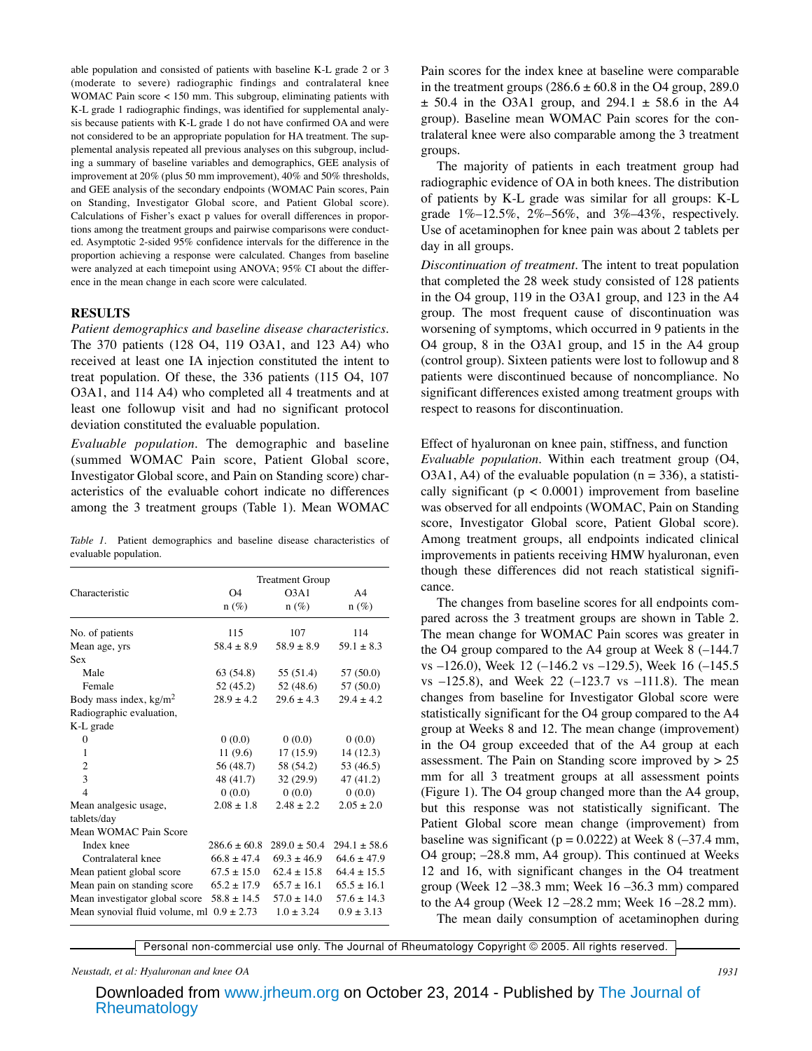able population and consisted of patients with baseline K-L grade 2 or 3 (moderate to severe) radiographic findings and contralateral knee WOMAC Pain score < 150 mm. This subgroup, eliminating patients with K-L grade 1 radiographic findings, was identified for supplemental analysis because patients with K-L grade 1 do not have confirmed OA and were not considered to be an appropriate population for HA treatment. The supplemental analysis repeated all previous analyses on this subgroup, including a summary of baseline variables and demographics, GEE analysis of improvement at 20% (plus 50 mm improvement), 40% and 50% thresholds, and GEE analysis of the secondary endpoints (WOMAC Pain scores, Pain on Standing, Investigator Global score, and Patient Global score). Calculations of Fisher's exact p values for overall differences in proportions among the treatment groups and pairwise comparisons were conducted. Asymptotic 2-sided 95% confidence intervals for the difference in the proportion achieving a response were calculated. Changes from baseline were analyzed at each timepoint using ANOVA; 95% CI about the difference in the mean change in each score were calculated.

## RESULTS

*Patient demographics and baseline disease characteristics.* The 370 patients (128 O4, 119 O3A1, and 123 A4) who received at least one IA injection constituted the intent to treat population. Of these, the 336 patients (115 O4, 107 O3A1, and 114 A4) who completed all 4 treatments and at least one followup visit and had no significant protocol deviation constituted the evaluable population.

*Evaluable population.* The demographic and baseline (summed WOMAC Pain score, Patient Global score, Investigator Global score, and Pain on Standing score) characteristics of the evaluable cohort indicate no differences among the 3 treatment groups (Table 1). Mean WOMAC Pain scores for the index knee at baseline were comparable in the treatment groups (286.6 ± 60.8 in the O4 group, 289.0 ± 50.4 in the O3A1 group, and 294.1 ± 58.6 in the A4 group). Baseline mean WOMAC Pain scores for the contralateral knee were also comparable among the 3 treatment groups.

*Table 1.* Patient demographics and baseline disease characteristics of evaluable population.

| Characteristic | Treatment Group | | |
|---|---|---|---|
| | O4 n (%) | O3A1 n (%) | A4 n (%) |
| No. of patients | 115 | 107 | 114 |
| Mean age, yrs | 58.4 ± 8.9 | 58.9 ± 8.9 | 59.1 ± 8.3 |
| Sex | | | |
| Male | 63 (54.8) | 55 (51.4) | 57 (50.0) |
| Female | 52 (45.2) | 52 (48.6) | 57 (50.0) |
| Body mass index, kg/m$^2$ | 28.9 ± 4.2 | 29.6 ± 4.3 | 29.4 ± 4.2 |
| Radiographic evaluation, K-L grade | | | |
| 0 | 0 (0.0) | 0 (0.0) | 0 (0.0) |
| 1 | 11 (9.6) | 17 (15.9) | 14 (12.3) |
| 2 | 56 (48.7) | 58 (54.2) | 53 (46.5) |
| 3 | 48 (41.7) | 32 (29.9) | 47 (41.2) |
| 4 | 0 (0.0) | 0 (0.0) | 0 (0.0) |
| Mean analgesic usage, tablets/day | 2.08 ± 1.8 | 2.48 ± 2.2 | 2.05 ± 2.0 |
| Mean WOMAC Pain Score | | | |
| Index knee | 286.6 ± 60.8 | 289.0 ± 50.4 | 294.1 ± 58.6 |
| Contralateral knee | 66.8 ± 47.4 | 69.3 ± 46.9 | 64.6 ± 47.9 |
| Mean patient global score | 67.5 ± 15.0 | 62.4 ± 15.8 | 64.4 ± 15.5 |
| Mean pain on standing score | 65.2 ± 17.9 | 65.7 ± 16.1 | 65.5 ± 16.1 |
| Mean investigator global score | 58.8 ± 14.5 | 57.0 ± 14.0 | 57.6 ± 14.3 |
| Mean synovial fluid volume, ml | 0.9 ± 2.73 | 1.0 ± 3.24 | 0.9 ± 3.13 |

The majority of patients in each treatment group had radiographic evidence of OA in both knees. The distribution of patients by K-L grade was similar for all groups: K-L grade 1%–12.5%, 2%–56%, and 3%–43%, respectively. Use of acetaminophen for knee pain was about 2 tablets per day in all groups.

*Discontinuation of treatment.* The intent to treat population that completed the 28 week study consisted of 128 patients in the O4 group, 119 in the O3A1 group, and 123 in the A4 group. The most frequent cause of discontinuation was worsening of symptoms, which occurred in 9 patients in the O4 group, 8 in the O3A1 group, and 15 in the A4 group (control group). Sixteen patients were lost to followup and 8 patients were discontinued because of noncompliance. No significant differences existed among treatment groups with respect to reasons for discontinuation.

Effect of hyaluronan on knee pain, stiffness, and function

*Evaluable population.* Within each treatment group (O4, O3A1, A4) of the evaluable population (n = 336), a statistically significant ($p < 0.0001$) improvement from baseline was observed for all endpoints (WOMAC, Pain on Standing score, Investigator Global score, Patient Global score). Among treatment groups, all endpoints indicated clinical improvements in patients receiving HMW hyaluronan, even though these differences did not reach statistical significance.

The changes from baseline scores for all endpoints compared across the 3 treatment groups are shown in Table 2. The mean change for WOMAC Pain scores was greater in the O4 group compared to the A4 group at Week 8 (–144.7 vs –126.0), Week 12 (–146.2 vs –129.5), Week 16 (–145.5 vs –125.8), and Week 22 (–123.7 vs –111.8). The mean changes from baseline for Investigator Global score were statistically significant for the O4 group compared to the A4 group at Weeks 8 and 12. The mean change (improvement) in the O4 group exceeded that of the A4 group at each assessment. The Pain on Standing score improved by > 25 mm for all 3 treatment groups at all assessment points (Figure 1). The O4 group changed more than the A4 group, but this response was not statistically significant. The Patient Global score mean change (improvement) from baseline was significant ($p = 0.0222$) at Week 8 (–37.4 mm, O4 group; –28.8 mm, A4 group). This continued at Weeks 12 and 16, with significant changes in the O4 treatment group (Week 12 –38.3 mm; Week 16 –36.3 mm) compared to the A4 group (Week 12 –28.2 mm; Week 16 –28.2 mm).

The mean daily consumption of acetaminophen during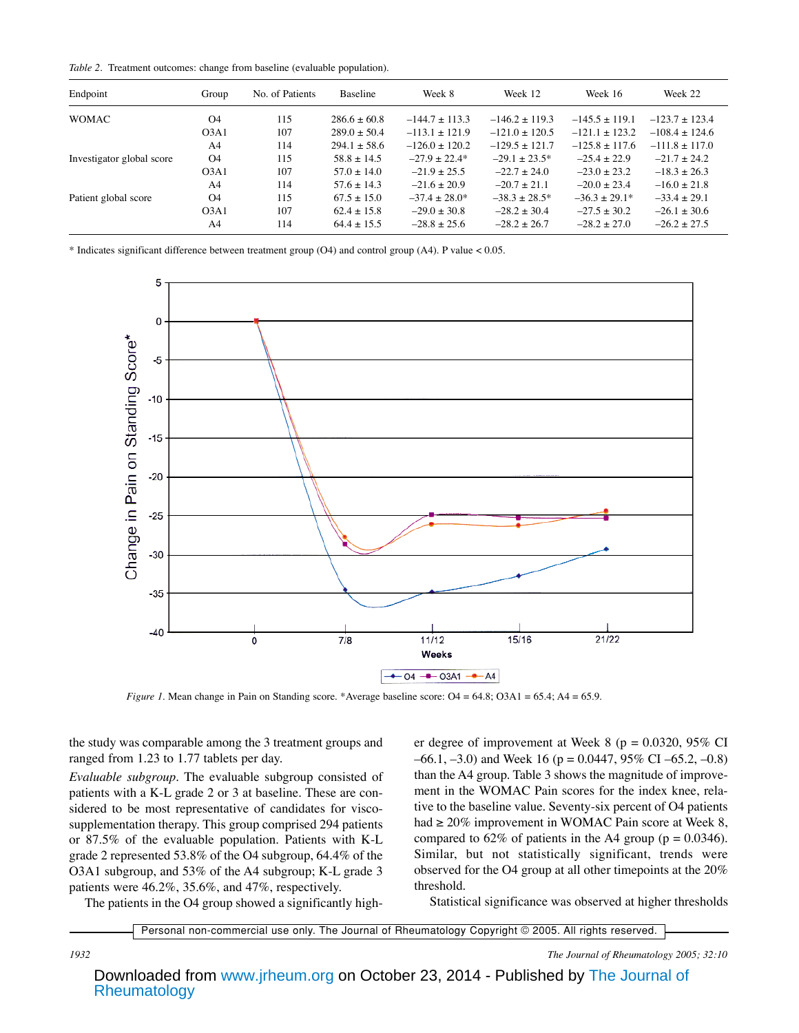*Table 2*. Treatment outcomes: change from baseline (evaluable population).

| Endpoint | Group | No. of Patients | Baseline | Week 8 | Week 12 | Week 16 | Week 22 |
|---|---|---|---|---|---|---|---|
| WOMAC | O4 | 115 | 286.6 ± 60.8 | –144.7 ± 113.3 | –146.2 ± 119.3 | –145.5 ± 119.1 | –123.7 ± 123.4 |
| | O3A1 | 107 | 289.0 ± 50.4 | –113.1 ± 121.9 | –121.0 ± 120.5 | –121.1 ± 123.2 | –108.4 ± 124.6 |
| | A4 | 114 | 294.1 ± 58.6 | –126.0 ± 120.2 | –129.5 ± 121.7 | –125.8 ± 117.6 | –111.8 ± 117.0 |
| Investigator global score | O4 | 115 | 58.8 ± 14.5 | –27.9 ± 22.4* | –29.1 ± 23.5* | –25.4 ± 22.9 | –21.7 ± 24.2 |
| | O3A1 | 107 | 57.0 ± 14.0 | –21.9 ± 25.5 | –22.7 ± 24.0 | –23.0 ± 23.2 | –18.3 ± 26.3 |
| | A4 | 114 | 57.6 ± 14.3 | –21.6 ± 20.9 | –20.7 ± 21.1 | –20.0 ± 23.4 | –16.0 ± 21.8 |
| Patient global score | O4 | 115 | 67.5 ± 15.0 | –37.4 ± 28.0* | –38.3 ± 28.5* | –36.3 ± 29.1* | –33.4 ± 29.1 |
| | O3A1 | 107 | 62.4 ± 15.8 | –29.0 ± 30.8 | –28.2 ± 30.4 | –27.5 ± 30.2 | –26.1 ± 30.6 |
| | A4 | 114 | 64.4 ± 15.5 | –28.8 ± 25.6 | –28.2 ± 26.7 | –28.2 ± 27.0 | –26.2 ± 27.5 |

* Indicates significant difference between treatment group (O4) and control group (A4). P value < 0.05.

*Figure 1*. Mean change in Pain on Standing score. *Average baseline score: O4 = 64.8; O3A1 = 65.4; A4 = 65.9.

the study was comparable among the 3 treatment groups and ranged from 1.23 to 1.77 tablets per day.

*Evaluable subgroup*. The evaluable subgroup consisted of patients with a K-L grade 2 or 3 at baseline. These are considered to be most representative of candidates for viscosupplementation therapy. This group comprised 294 patients or 87.5% of the evaluable population. Patients with K-L grade 2 represented 53.8% of the O4 subgroup, 64.4% of the O3A1 subgroup, and 53% of the A4 subgroup; K-L grade 3 patients were 46.2%, 35.6%, and 47%, respectively.

The patients in the O4 group showed a significantly higher degree of improvement at Week 8 (p = 0.0320, 95% CI –66.1, –3.0) and Week 16 (p = 0.0447, 95% CI –65.2, –0.8) than the A4 group. Table 3 shows the magnitude of improvement in the WOMAC Pain scores for the index knee, relative to the baseline value. Seventy-six percent of O4 patients had ≥ 20% improvement in WOMAC Pain score at Week 8, compared to 62% of patients in the A4 group (p = 0.0346). Similar, but not statistically significant, trends were observed for the O4 group at all other timepoints at the 20% threshold.

Statistical significance was observed at higher thresholds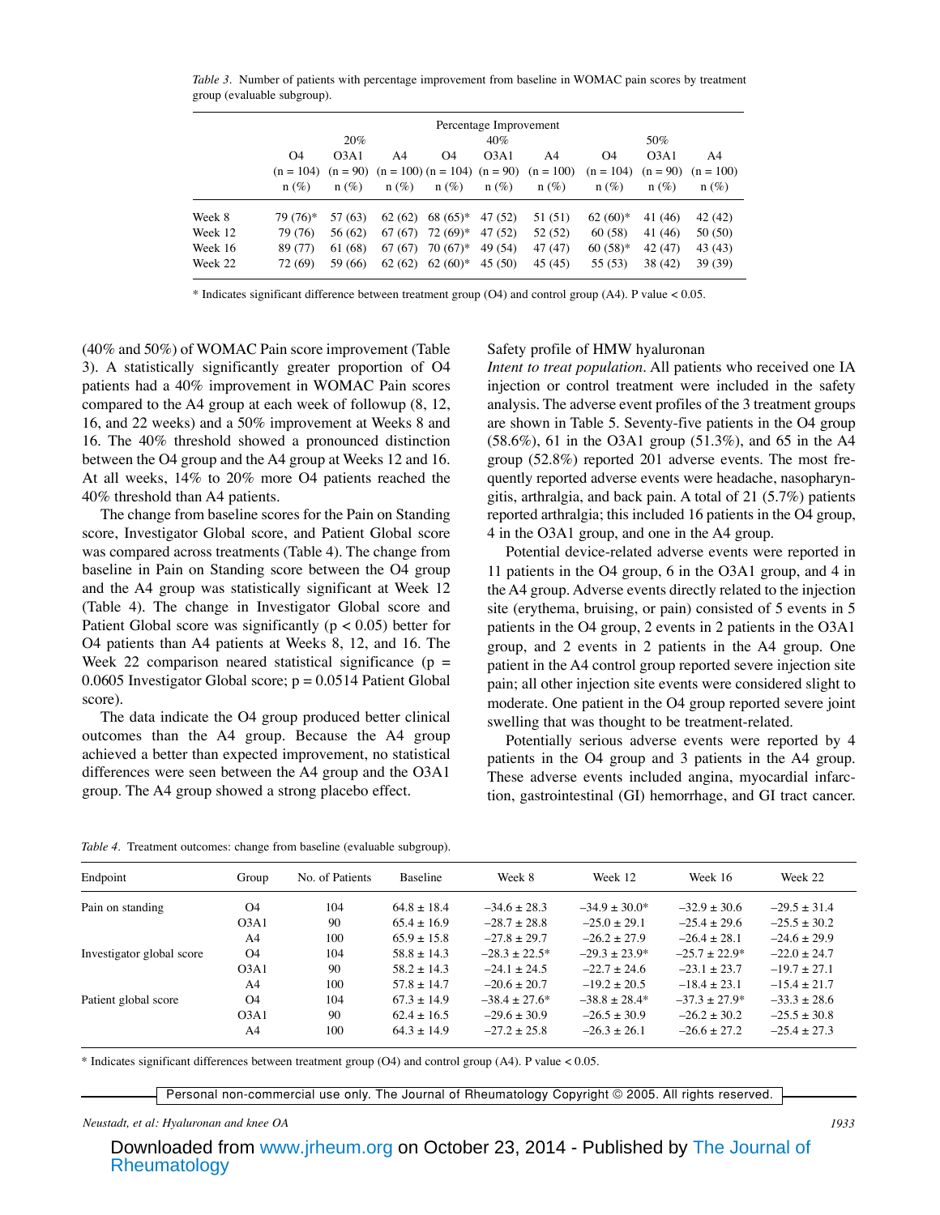*Table 3*. Number of patients with percentage improvement from baseline in WOMAC pain scores by treatment group (evaluable subgroup).

| | Percentage Improvement | | | | | | | | |
|---|---|---|---|---|---|---|---|---|---|
| | 20% | | | 40% | | | 50% | | |
| | O4 (n = 104) n (%) | O3A1 (n = 90) n (%) | A4 (n = 100) n (%) | O4 (n = 104) n (%) | O3A1 (n = 90) n (%) | A4 (n = 100) n (%) | O4 (n = 104) n (%) | O3A1 (n = 90) n (%) | A4 (n = 100) n (%) |
| Week 8 | 79 (76)* | 57 (63) | 62 (62) | 68 (65)* | 47 (52) | 51 (51) | 62 (60)* | 41 (46) | 42 (42) |
| Week 12 | 79 (76) | 56 (62) | 67 (67) | 72 (69)* | 47 (52) | 52 (52) | 60 (58) | 41 (46) | 50 (50) |
| Week 16 | 89 (77) | 61 (68) | 67 (67) | 70 (67)* | 49 (54) | 47 (47) | 60 (58)* | 42 (47) | 43 (43) |
| Week 22 | 72 (69) | 59 (66) | 62 (62) | 62 (60)* | 45 (50) | 45 (45) | 55 (53) | 38 (42) | 39 (39) |

\* Indicates significant difference between treatment group (O4) and control group (A4). P value < 0.05.

(40% and 50%) of WOMAC Pain score improvement (Table 3). A statistically significantly greater proportion of O4 patients had a 40% improvement in WOMAC Pain scores compared to the A4 group at each week of followup (8, 12, 16, and 22 weeks) and a 50% improvement at Weeks 8 and 16. The 40% threshold showed a pronounced distinction between the O4 group and the A4 group at Weeks 12 and 16. At all weeks, 14% to 20% more O4 patients reached the 40% threshold than A4 patients.

The change from baseline scores for the Pain on Standing score, Investigator Global score, and Patient Global score was compared across treatments (Table 4). The change from baseline in Pain on Standing score between the O4 group and the A4 group was statistically significant at Week 12 (Table 4). The change in Investigator Global score and Patient Global score was significantly ($p < 0.05$) better for O4 patients than A4 patients at Weeks 8, 12, and 16. The Week 22 comparison neared statistical significance ($p = 0.0605$ Investigator Global score; $p = 0.0514$ Patient Global score).

The data indicate the O4 group produced better clinical outcomes than the A4 group. Because the A4 group achieved a better than expected improvement, no statistical differences were seen between the A4 group and the O3A1 group. The A4 group showed a strong placebo effect.

Safety profile of HMW hyaluronan

*Intent to treat population*. All patients who received one IA injection or control treatment were included in the safety analysis. The adverse event profiles of the 3 treatment groups are shown in Table 5. Seventy-five patients in the O4 group (58.6%), 61 in the O3A1 group (51.3%), and 65 in the A4 group (52.8%) reported 201 adverse events. The most frequently reported adverse events were headache, nasopharyngitis, arthralgia, and back pain. A total of 21 (5.7%) patients reported arthralgia; this included 16 patients in the O4 group, 4 in the O3A1 group, and one in the A4 group.

Potential device-related adverse events were reported in 11 patients in the O4 group, 6 in the O3A1 group, and 4 in the A4 group. Adverse events directly related to the injection site (erythema, bruising, or pain) consisted of 5 events in 5 patients in the O4 group, 2 events in 2 patients in the O3A1 group, and 2 events in 2 patients in the A4 group. One patient in the A4 control group reported severe injection site pain; all other injection site events were considered slight to moderate. One patient in the O4 group reported severe joint swelling that was thought to be treatment-related.

Potentially serious adverse events were reported by 4 patients in the O4 group and 3 patients in the A4 group. These adverse events included angina, myocardial infarction, gastrointestinal (GI) hemorrhage, and GI tract cancer.

*Table 4*. Treatment outcomes: change from baseline (evaluable subgroup).

| Endpoint | Group | No. of Patients | Baseline | Week 8 | Week 12 | Week 16 | Week 22 |
|---|---|---|---|---|---|---|---|
| Pain on standing | O4 | 104 | 64.8 ± 18.4 | −34.6 ± 28.3 | −34.9 ± 30.0* | −32.9 ± 30.6 | −29.5 ± 31.4 |
| | O3A1 | 90 | 65.4 ± 16.9 | −28.7 ± 28.8 | −25.0 ± 29.1 | −25.4 ± 29.6 | −25.5 ± 30.2 |
| | A4 | 100 | 65.9 ± 15.8 | −27.8 ± 29.7 | −26.2 ± 27.9 | −26.4 ± 28.1 | −24.6 ± 29.9 |
| Investigator global score | O4 | 104 | 58.8 ± 14.3 | −28.3 ± 22.5* | −29.3 ± 23.9* | −25.7 ± 22.9* | −22.0 ± 24.7 |
| | O3A1 | 90 | 58.2 ± 14.3 | −24.1 ± 24.5 | −22.7 ± 24.6 | −23.1 ± 23.7 | −19.7 ± 27.1 |
| | A4 | 100 | 57.8 ± 14.7 | −20.6 ± 20.7 | −19.2 ± 20.5 | −18.4 ± 23.1 | −15.4 ± 21.7 |
| Patient global score | O4 | 104 | 67.3 ± 14.9 | −38.4 ± 27.6* | −38.8 ± 28.4* | −37.3 ± 27.9* | −33.3 ± 28.6 |
| | O3A1 | 90 | 62.4 ± 16.5 | −29.6 ± 30.9 | −26.5 ± 30.9 | −26.2 ± 30.2 | −25.5 ± 30.8 |
| | A4 | 100 | 64.3 ± 14.9 | −27.2 ± 25.8 | −26.3 ± 26.1 | −26.6 ± 27.2 | −25.4 ± 27.3 |

\* Indicates significant differences between treatment group (O4) and control group (A4). P value < 0.05.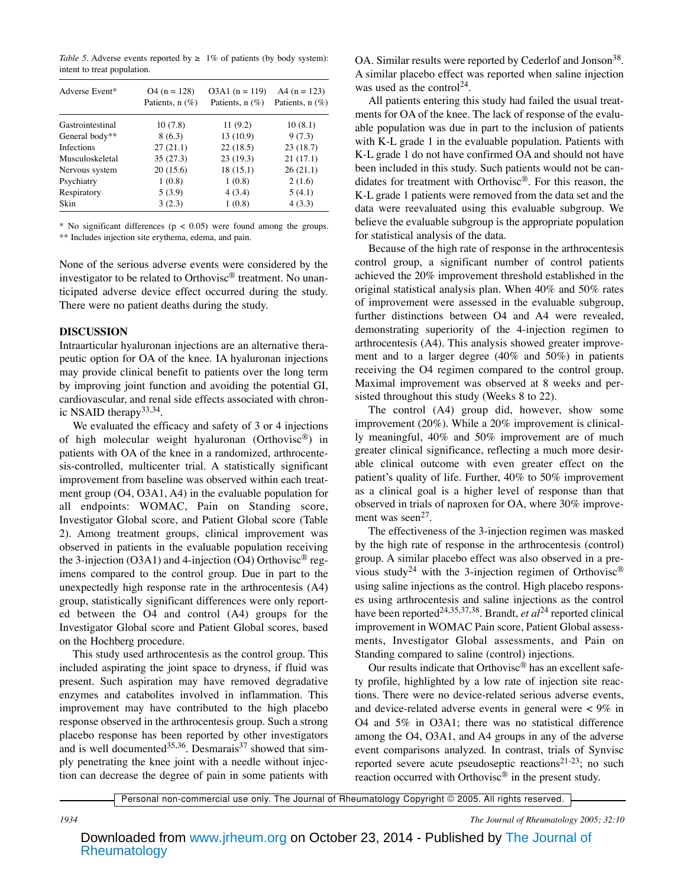*Table 5.* Adverse events reported by ≥ 1% of patients (by body system): intent to treat population.

| Adverse Event* | O4 (n = 128) Patients, n (%) | O3A1 (n = 119) Patients, n (%) | A4 (n = 123) Patients, n (%) |
|---|---|---|---|
| Gastrointestinal | 10 (7.8) | 11 (9.2) | 10 (8.1) |
| General body** | 8 (6.3) | 13 (10.9) | 9 (7.3) |
| Infections | 27 (21.1) | 22 (18.5) | 23 (18.7) |
| Musculoskeletal | 35 (27.3) | 23 (19.3) | 21 (17.1) |
| Nervous system | 20 (15.6) | 18 (15.1) | 26 (21.1) |
| Psychiatry | 1 (0.8) | 1 (0.8) | 2 (1.6) |
| Respiratory | 5 (3.9) | 4 (3.4) | 5 (4.1) |
| Skin | 3 (2.3) | 1 (0.8) | 4 (3.3) |

\* No significant differences ($p < 0.05$) were found among the groups. ** Includes injection site erythema, edema, and pain.

None of the serious adverse events were considered by the investigator to be related to Orthovisc® treatment. No unanticipated adverse device effect occurred during the study. There were no patient deaths during the study.

## DISCUSSION

Intraarticular hyaluronan injections are an alternative therapeutic option for OA of the knee. IA hyaluronan injections may provide clinical benefit to patients over the long term by improving joint function and avoiding the potential GI, cardiovascular, and renal side effects associated with chronic NSAID therapy[33,34].

We evaluated the efficacy and safety of 3 or 4 injections of high molecular weight hyaluronan (Orthovisc®) in patients with OA of the knee in a randomized, arthrocentesis-controlled, multicenter trial. A statistically significant improvement from baseline was observed within each treatment group (O4, O3A1, A4) in the evaluable population for all endpoints: WOMAC, Pain on Standing score, Investigator Global score, and Patient Global score (Table 2). Among treatment groups, clinical improvement was observed in patients in the evaluable population receiving the 3-injection (O3A1) and 4-injection (O4) Orthovisc® regimens compared to the control group. Due in part to the unexpectedly high response rate in the arthrocentesis (A4) group, statistically significant differences were only reported between the O4 and control (A4) groups for the Investigator Global score and Patient Global scores, based on the Hochberg procedure.

This study used arthrocentesis as the control group. This included aspirating the joint space to dryness, if fluid was present. Such aspiration may have removed degradative enzymes and catabolites involved in inflammation. This improvement may have contributed to the high placebo response observed in the arthrocentesis group. Such a strong placebo response has been reported by other investigators and is well documented[35,36]. Desmarais[37] showed that simply penetrating the knee joint with a needle without injection can decrease the degree of pain in some patients with OA. Similar results were reported by Cederlof and Jonson[38]. A similar placebo effect was reported when saline injection was used as the control[24].

All patients entering this study had failed the usual treatments for OA of the knee. The lack of response of the evaluable population was due in part to the inclusion of patients with K-L grade 1 in the evaluable population. Patients with K-L grade 1 do not have confirmed OA and should not have been included in this study. Such patients would not be candidates for treatment with Orthovisc®. For this reason, the K-L grade 1 patients were removed from the data set and the data were reevaluated using this evaluable subgroup. We believe the evaluable subgroup is the appropriate population for statistical analysis of the data.

Because of the high rate of response in the arthrocentesis control group, a significant number of control patients achieved the 20% improvement threshold established in the original statistical analysis plan. When 40% and 50% rates of improvement were assessed in the evaluable subgroup, further distinctions between O4 and A4 were revealed, demonstrating superiority of the 4-injection regimen to arthrocentesis (A4). This analysis showed greater improvement and to a larger degree (40% and 50%) in patients receiving the O4 regimen compared to the control group. Maximal improvement was observed at 8 weeks and persisted throughout this study (Weeks 8 to 22).

The control (A4) group did, however, show some improvement (20%). While a 20% improvement is clinically meaningful, 40% and 50% improvement are of much greater clinical significance, reflecting a much more desirable clinical outcome with even greater effect on the patient's quality of life. Further, 40% to 50% improvement as a clinical goal is a higher level of response than that observed in trials of naproxen for OA, where 30% improvement was seen[27].

The effectiveness of the 3-injection regimen was masked by the high rate of response in the arthrocentesis (control) group. A similar placebo effect was also observed in a previous study[24] with the 3-injection regimen of Orthovisc® using saline injections as the control. High placebo responses using arthrocentesis and saline injections as the control have been reported[24,35,37,38]. Brandt, *et al*[24] reported clinical improvement in WOMAC Pain score, Patient Global assessments, Investigator Global assessments, and Pain on Standing compared to saline (control) injections.

Our results indicate that Orthovisc® has an excellent safety profile, highlighted by a low rate of injection site reactions. There were no device-related serious adverse events, and device-related adverse events in general were < 9% in O4 and 5% in O3A1; there was no statistical difference among the O4, O3A1, and A4 groups in any of the adverse event comparisons analyzed. In contrast, trials of Synvisc reported severe acute pseudoseptic reactions[21-23]; no such reaction occurred with Orthovisc® in the present study.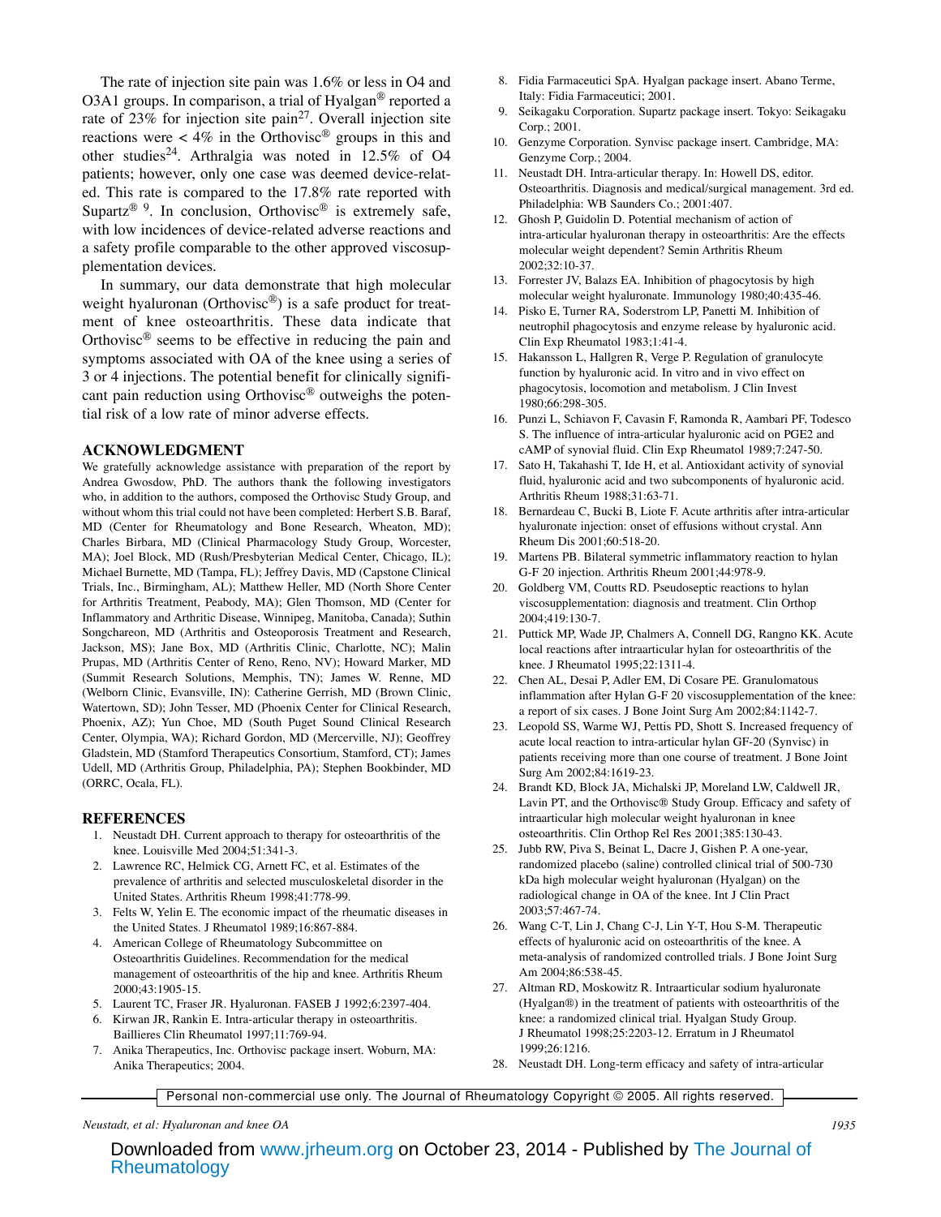The rate of injection site pain was 1.6% or less in O4 and O3A1 groups. In comparison, a trial of Hyalgan® reported a rate of 23% for injection site pain[27]. Overall injection site reactions were < 4% in the Orthovisc® groups in this and other studies[24]. Arthralgia was noted in 12.5% of O4 patients; however, only one case was deemed device-related. This rate is compared to the 17.8% rate reported with Supartz® [9]. In conclusion, Orthovisc® is extremely safe, with low incidences of device-related adverse reactions and a safety profile comparable to the other approved viscosupplementation devices.

In summary, our data demonstrate that high molecular weight hyaluronan (Orthovisc®) is a safe product for treatment of knee osteoarthritis. These data indicate that Orthovisc® seems to be effective in reducing the pain and symptoms associated with OA of the knee using a series of 3 or 4 injections. The potential benefit for clinically significant pain reduction using Orthovisc® outweighs the potential risk of a low rate of minor adverse effects.

## ACKNOWLEDGMENT

We gratefully acknowledge assistance with preparation of the report by Andrea Gwosdow, PhD. The authors thank the following investigators who, in addition to the authors, composed the Orthovisc Study Group, and without whom this trial could not have been completed: Herbert S.B. Baraf, MD (Center for Rheumatology and Bone Research, Wheaton, MD); Charles Birbara, MD (Clinical Pharmacology Study Group, Worcester, MA); Joel Block, MD (Rush/Presbyterian Medical Center, Chicago, IL); Michael Burnette, MD (Tampa, FL); Jeffrey Davis, MD (Capstone Clinical Trials, Inc., Birmingham, AL); Matthew Heller, MD (North Shore Center for Arthritis Treatment, Peabody, MA); Glen Thomson, MD (Center for Inflammatory and Arthritic Disease, Winnipeg, Manitoba, Canada); Suthin Songchareon, MD (Arthritis and Osteoporosis Treatment and Research, Jackson, MS); Jane Box, MD (Arthritis Clinic, Charlotte, NC); Malin Prupas, MD (Arthritis Center of Reno, Reno, NV); Howard Marker, MD (Summit Research Solutions, Memphis, TN); James W. Renne, MD (Welborn Clinic, Evansville, IN): Catherine Gerrish, MD (Brown Clinic, Watertown, SD); John Tesser, MD (Phoenix Center for Clinical Research, Phoenix, AZ); Yun Choe, MD (South Puget Sound Clinical Research Center, Olympia, WA); Richard Gordon, MD (Mercerville, NJ); Geoffrey Gladstein, MD (Stamford Therapeutics Consortium, Stamford, CT); James Udell, MD (Arthritis Group, Philadelphia, PA); Stephen Bookbinder, MD (ORRC, Ocala, FL).

## REFERENCES

1. Neustadt DH. Current approach to therapy for osteoarthritis of the knee. Louisville Med 2004;51:341-3.
2. Lawrence RC, Helmick CG, Arnett FC, et al. Estimates of the prevalence of arthritis and selected musculoskeletal disorder in the United States. Arthritis Rheum 1998;41:778-99.
3. Felts W, Yelin E. The economic impact of the rheumatic diseases in the United States. J Rheumatol 1989;16:867-884.
4. American College of Rheumatology Subcommittee on Osteoarthritis Guidelines. Recommendation for the medical management of osteoarthritis of the hip and knee. Arthritis Rheum 2000;43:1905-15.
5. Laurent TC, Fraser JR. Hyaluronan. FASEB J 1992;6:2397-404.
6. Kirwan JR, Rankin E. Intra-articular therapy in osteoarthritis. Baillieres Clin Rheumatol 1997;11:769-94.
7. Anika Therapeutics, Inc. Orthovisc package insert. Woburn, MA: Anika Therapeutics; 2004.
8. Fidia Farmaceutici SpA. Hyalgan package insert. Abano Terme, Italy: Fidia Farmaceutici; 2001.
9. Seikagaku Corporation. Supartz package insert. Tokyo: Seikagaku Corp.; 2001.
10. Genzyme Corporation. Synvisc package insert. Cambridge, MA: Genzyme Corp.; 2004.
11. Neustadt DH. Intra-articular therapy. In: Howell DS, editor. Osteoarthritis. Diagnosis and medical/surgical management. 3rd ed. Philadelphia: WB Saunders Co.; 2001:407.
12. Ghosh P, Guidolin D. Potential mechanism of action of intra-articular hyaluronan therapy in osteoarthritis: Are the effects molecular weight dependent? Semin Arthritis Rheum 2002;32:10-37.
13. Forrester JV, Balazs EA. Inhibition of phagocytosis by high molecular weight hyaluronate. Immunology 1980;40:435-46.
14. Pisko E, Turner RA, Soderstrom LP, Panetti M. Inhibition of neutrophil phagocytosis and enzyme release by hyaluronic acid. Clin Exp Rheumatol 1983;1:41-4.
15. Hakansson L, Hallgren R, Verge P. Regulation of granulocyte function by hyaluronic acid. In vitro and in vivo effect on phagocytosis, locomotion and metabolism. J Clin Invest 1980;66:298-305.
16. Punzi L, Schiavon F, Cavasin F, Ramonda R, Aambari PF, Todesco S. The influence of intra-articular hyaluronic acid on PGE2 and cAMP of synovial fluid. Clin Exp Rheumatol 1989;7:247-50.
17. Sato H, Takahashi T, Ide H, et al. Antioxidant activity of synovial fluid, hyaluronic acid and two subcomponents of hyaluronic acid. Arthritis Rheum 1988;31:63-71.
18. Bernardeau C, Bucki B, Liote F. Acute arthritis after intra-articular hyaluronate injection: onset of effusions without crystal. Ann Rheum Dis 2001;60:518-20.
19. Martens PB. Bilateral symmetric inflammatory reaction to hylan G-F 20 injection. Arthritis Rheum 2001;44:978-9.
20. Goldberg VM, Coutts RD. Pseudoseptic reactions to hylan viscosupplementation: diagnosis and treatment. Clin Orthop 2004;419:130-7.
21. Puttick MP, Wade JP, Chalmers A, Connell DG, Rangno KK. Acute local reactions after intraarticular hylan for osteoarthritis of the knee. J Rheumatol 1995;22:1311-4.
22. Chen AL, Desai P, Adler EM, Di Cosare PE. Granulomatous inflammation after Hylan G-F 20 viscosupplementation of the knee: a report of six cases. J Bone Joint Surg Am 2002;84:1142-7.
23. Leopold SS, Warme WJ, Pettis PD, Shott S. Increased frequency of acute local reaction to intra-articular hylan GF-20 (Synvisc) in patients receiving more than one course of treatment. J Bone Joint Surg Am 2002;84:1619-23.
24. Brandt KD, Block JA, Michalski JP, Moreland LW, Caldwell JR, Lavin PT, and the Orthovisc® Study Group. Efficacy and safety of intraarticular high molecular weight hyaluronan in knee osteoarthritis. Clin Orthop Rel Res 2001;385:130-43.
25. Jubb RW, Piva S, Beinat L, Dacre J, Gishen P. A one-year, randomized placebo (saline) controlled clinical trial of 500-730 kDa high molecular weight hyaluronan (Hyalgan) on the radiological change in OA of the knee. Int J Clin Pract 2003;57:467-74.
26. Wang C-T, Lin J, Chang C-J, Lin Y-T, Hou S-M. Therapeutic effects of hyaluronic acid on osteoarthritis of the knee. A meta-analysis of randomized controlled trials. J Bone Joint Surg Am 2004;86:538-45.
27. Altman RD, Moskowitz R. Intraarticular sodium hyaluronate (Hyalgan®) in the treatment of patients with osteoarthritis of the knee: a randomized clinical trial. Hyalgan Study Group. J Rheumatol 1998;25:2203-12. Erratum in J Rheumatol 1999;26:1216.
28. Neustadt DH. Long-term efficacy and safety of intra-articular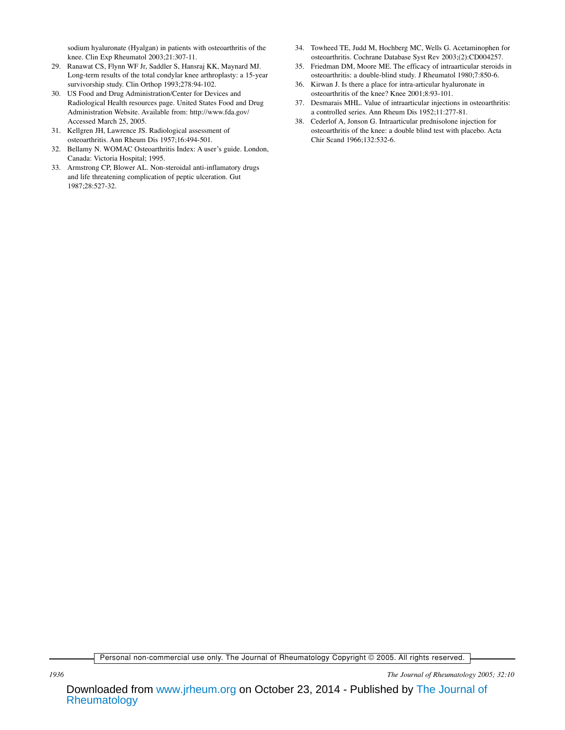sodium hyaluronate (Hyalgan) in patients with osteoarthritis of the knee. Clin Exp Rheumatol 2003;21:307-11.

29. Ranawat CS, Flynn WF Jr, Saddler S, Hansraj KK, Maynard MJ. Long-term results of the total condylar knee arthroplasty: a 15-year survivorship study. Clin Orthop 1993;278:94-102.
30. US Food and Drug Administration/Center for Devices and Radiological Health resources page. United States Food and Drug Administration Website. Available from: http://www.fda.gov/ Accessed March 25, 2005.
31. Kellgren JH, Lawrence JS. Radiological assessment of osteoarthritis. Ann Rheum Dis 1957;16:494-501.
32. Bellamy N. WOMAC Osteoarthritis Index: A user's guide. London, Canada: Victoria Hospital; 1995.
33. Armstrong CP, Blower AL. Non-steroidal anti-inflamatory drugs and life threatening complication of peptic ulceration. Gut 1987;28:527-32.
34. Towheed TE, Judd M, Hochberg MC, Wells G. Acetaminophen for osteoarthritis. Cochrane Database Syst Rev 2003;(2):CD004257.
35. Friedman DM, Moore ME. The efficacy of intraarticular steroids in osteoarthritis: a double-blind study. J Rheumatol 1980;7:850-6.
36. Kirwan J. Is there a place for intra-articular hyaluronate in osteoarthritis of the knee? Knee 2001;8:93-101.
37. Desmarais MHL. Value of intraarticular injections in osteoarthritis: a controlled series. Ann Rheum Dis 1952;11:277-81.
38. Cederlof A, Jonson G. Intraarticular prednisolone injection for osteoarthritis of the knee: a double blind test with placebo. Acta Chir Scand 1966;132:532-6.